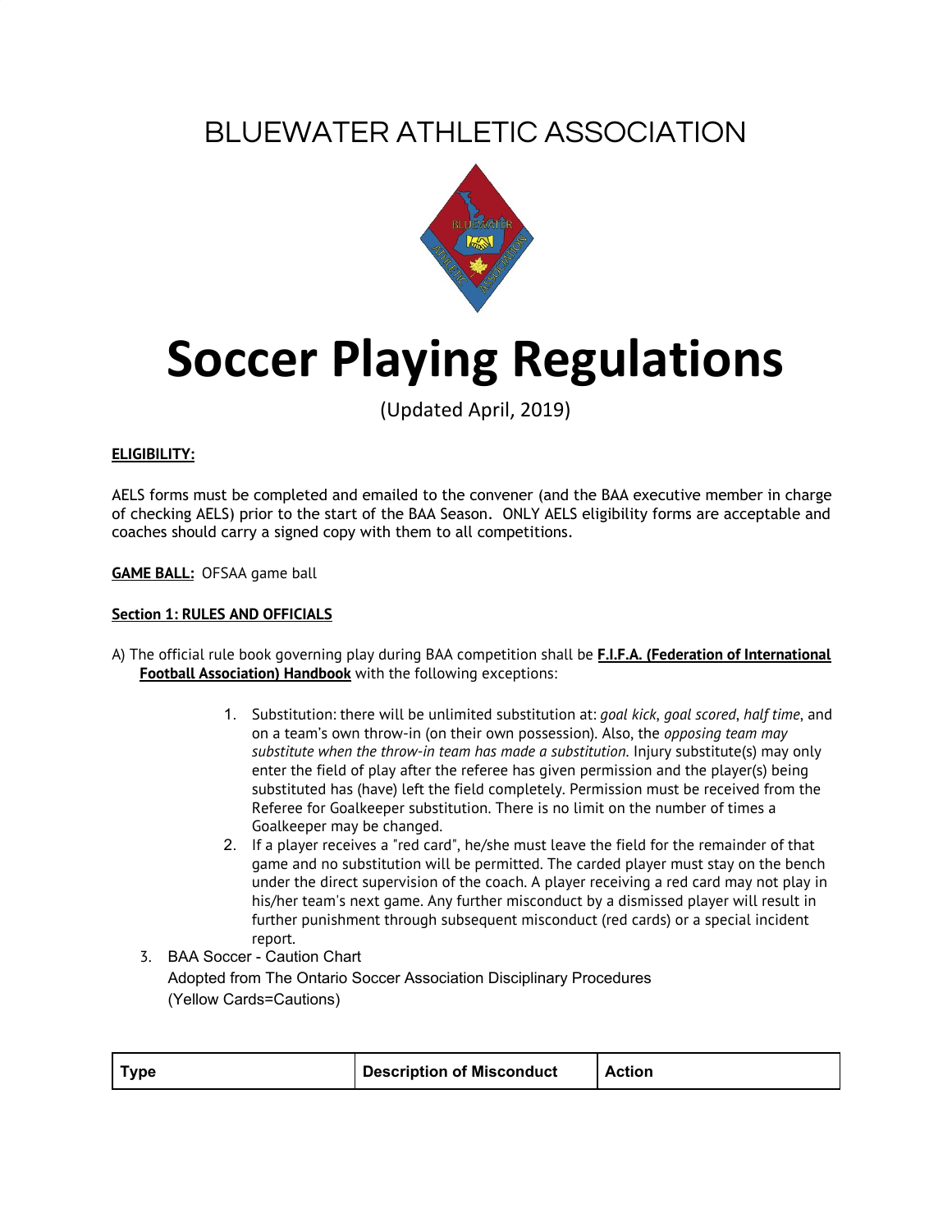# BLUEWATER ATHLETIC ASSOCIATION

# Soccer Playing Regulations

(Updated April, 2019)

**ELIGIBILITY:**

AELS forms must be completed and emailed to the convener (and the BAA executive member in charge of checking AELS) prior to the start of the BAA Season. ONLY AELS eligibility forms are acceptable and coaches should carry a signed copy with them to all competitions.

**GAME BALL:** OFSAA game ball

**Section 1: RULES AND OFFICIALS**

A) The official rule book governing play during BAA competition shall be **F.I.F.A. (Federation of International Football Association) Handbook** with the following exceptions:

1. Substitution: there will be unlimited substitution at: *goal kick*, *goal scored*, *half time*, and on a team's own throw-in (on their own possession). Also, the *opposing team may substitute when the throw-in team has made a substitution*. Injury substitute(s) may only enter the field of play after the referee has given permission and the player(s) being substituted has (have) left the field completely. Permission must be received from the Referee for Goalkeeper substitution. There is no limit on the number of times a Goalkeeper may be changed.
2. If a player receives a "red card", he/she must leave the field for the remainder of that game and no substitution will be permitted. The carded player must stay on the bench under the direct supervision of the coach. A player receiving a red card may not play in his/her team's next game. Any further misconduct by a dismissed player will result in further punishment through subsequent misconduct (red cards) or a special incident report.
3. BAA Soccer - Caution Chart
   Adopted from The Ontario Soccer Association Disciplinary Procedures
   (Yellow Cards=Cautions)

| Type | Description of Misconduct | Action |
|---|---|---|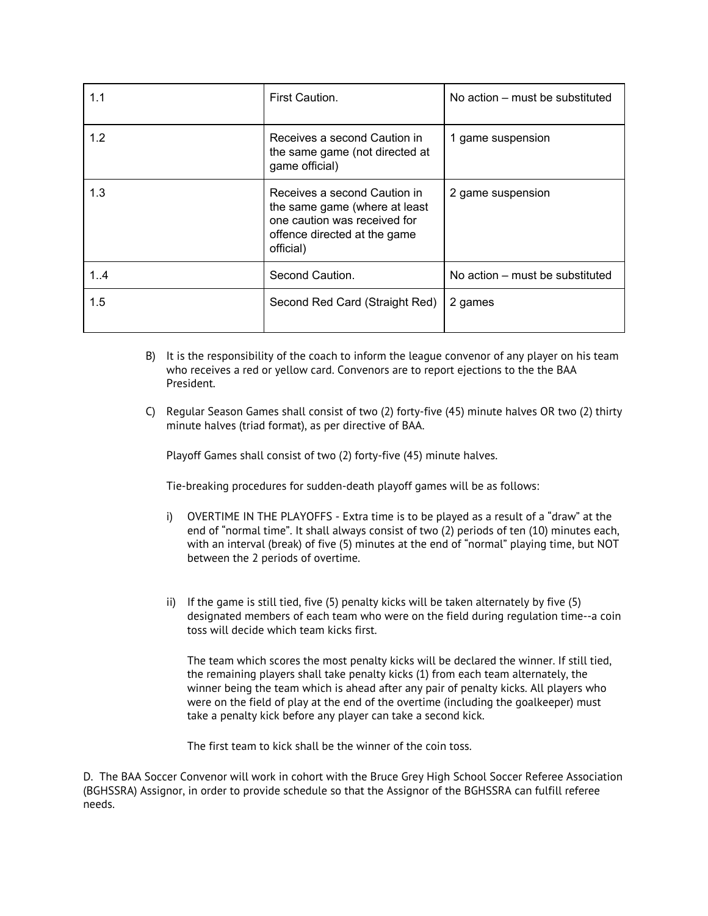| 1.1 | First Caution. | No action – must be substituted |
|---|---|---|
| 1.2 | Receives a second Caution in the same game (not directed at game official) | 1 game suspension |
| 1.3 | Receives a second Caution in the same game (where at least one caution was received for offence directed at the game official) | 2 game suspension |
| 1..4 | Second Caution. | No action – must be substituted |
| 1.5 | Second Red Card (Straight Red) | 2 games |

B) It is the responsibility of the coach to inform the league convenor of any player on his team who receives a red or yellow card. Convenors are to report ejections to the the BAA President.

C) Regular Season Games shall consist of two (2) forty-five (45) minute halves OR two (2) thirty minute halves (triad format), as per directive of BAA.

Playoff Games shall consist of two (2) forty-five (45) minute halves.

Tie-breaking procedures for sudden-death playoff games will be as follows:

i) OVERTIME IN THE PLAYOFFS - Extra time is to be played as a result of a "draw" at the end of "normal time". It shall always consist of two (2) periods of ten (10) minutes each, with an interval (break) of five (5) minutes at the end of "normal" playing time, but NOT between the 2 periods of overtime.

ii) If the game is still tied, five (5) penalty kicks will be taken alternately by five (5) designated members of each team who were on the field during regulation time--a coin toss will decide which team kicks first.

The team which scores the most penalty kicks will be declared the winner. If still tied, the remaining players shall take penalty kicks (1) from each team alternately, the winner being the team which is ahead after any pair of penalty kicks. All players who were on the field of play at the end of the overtime (including the goalkeeper) must take a penalty kick before any player can take a second kick.

The first team to kick shall be the winner of the coin toss.

D. The BAA Soccer Convenor will work in cohort with the Bruce Grey High School Soccer Referee Association (BGHSSRA) Assignor, in order to provide schedule so that the Assignor of the BGHSSRA can fulfill referee needs.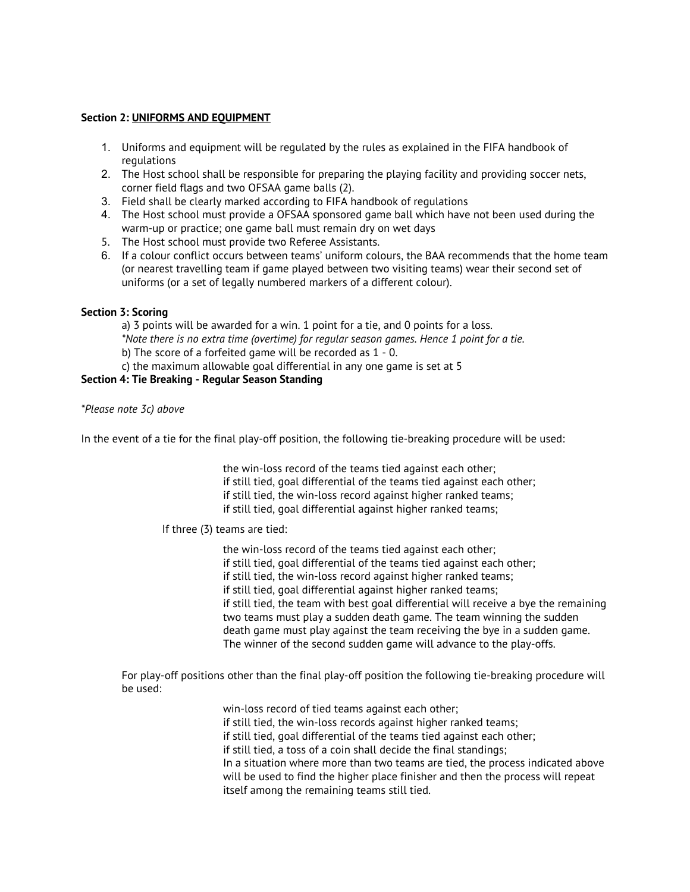**Section 2: UNIFORMS AND EQUIPMENT**

1. Uniforms and equipment will be regulated by the rules as explained in the FIFA handbook of regulations
2. The Host school shall be responsible for preparing the playing facility and providing soccer nets, corner field flags and two OFSAA game balls (2).
3. Field shall be clearly marked according to FIFA handbook of regulations
4. The Host school must provide a OFSAA sponsored game ball which have not been used during the warm-up or practice; one game ball must remain dry on wet days
5. The Host school must provide two Referee Assistants.
6. If a colour conflict occurs between teams' uniform colours, the BAA recommends that the home team (or nearest travelling team if game played between two visiting teams) wear their second set of uniforms (or a set of legally numbered markers of a different colour).

**Section 3: Scoring**

a) 3 points will be awarded for a win. 1 point for a tie, and 0 points for a loss.
*\*Note there is no extra time (overtime) for regular season games. Hence 1 point for a tie.*
b) The score of a forfeited game will be recorded as 1 - 0.
c) the maximum allowable goal differential in any one game is set at 5

**Section 4: Tie Breaking - Regular Season Standing**

*\*Please note 3c) above*

In the event of a tie for the final play-off position, the following tie-breaking procedure will be used:

the win-loss record of the teams tied against each other;
if still tied, goal differential of the teams tied against each other;
if still tied, the win-loss record against higher ranked teams;
if still tied, goal differential against higher ranked teams;

If three (3) teams are tied:

the win-loss record of the teams tied against each other;
if still tied, goal differential of the teams tied against each other;
if still tied, the win-loss record against higher ranked teams;
if still tied, goal differential against higher ranked teams;
if still tied, the team with best goal differential will receive a bye the remaining two teams must play a sudden death game. The team winning the sudden death game must play against the team receiving the bye in a sudden game. The winner of the second sudden game will advance to the play-offs.

For play-off positions other than the final play-off position the following tie-breaking procedure will be used:

win-loss record of tied teams against each other;
if still tied, the win-loss records against higher ranked teams;
if still tied, goal differential of the teams tied against each other;
if still tied, a toss of a coin shall decide the final standings;
In a situation where more than two teams are tied, the process indicated above will be used to find the higher place finisher and then the process will repeat itself among the remaining teams still tied.